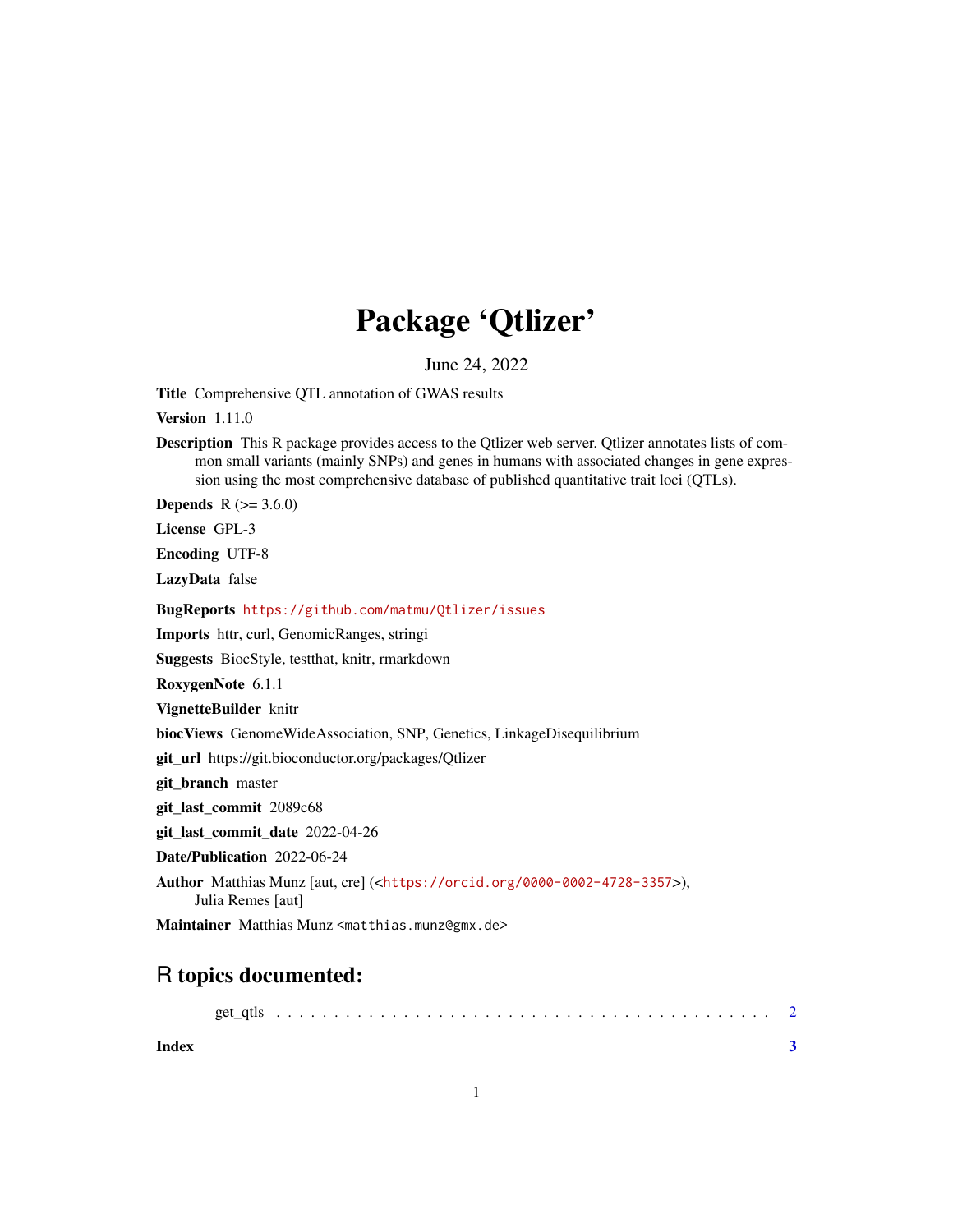# Package 'Qtlizer'

June 24, 2022

**Title** Comprehensive QTL annotation of GWAS results

**Version** 1.11.0

**Description** This R package provides access to the Qtlizer web server. Qtlizer annotates lists of common small variants (mainly SNPs) and genes in humans with associated changes in gene expression using the most comprehensive database of published quantitative trait loci (QTLs).

**Depends** R (>= 3.6.0)

**License** GPL-3

**Encoding** UTF-8

**LazyData** false

**BugReports** https://github.com/matmu/Qtlizer/issues

**Imports** httr, curl, GenomicRanges, stringi

**Suggests** BiocStyle, testthat, knitr, rmarkdown

**RoxygenNote** 6.1.1

**VignetteBuilder** knitr

**biocViews** GenomeWideAssociation, SNP, Genetics, LinkageDisequilibrium

**git_url** https://git.bioconductor.org/packages/Qtlizer

**git_branch** master

**git_last_commit** 2089c68

**git_last_commit_date** 2022-04-26

**Date/Publication** 2022-06-24

**Author** Matthias Munz [aut, cre] (<https://orcid.org/0000-0002-4728-3357>), Julia Remes [aut]

**Maintainer** Matthias Munz <matthias.munz@gmx.de>

## R topics documented:

get_qtls . . . . . . . . . . . . . . . . . . . . . . . . . . . . . . . . . . . . . . . . . . 2

**Index** **3**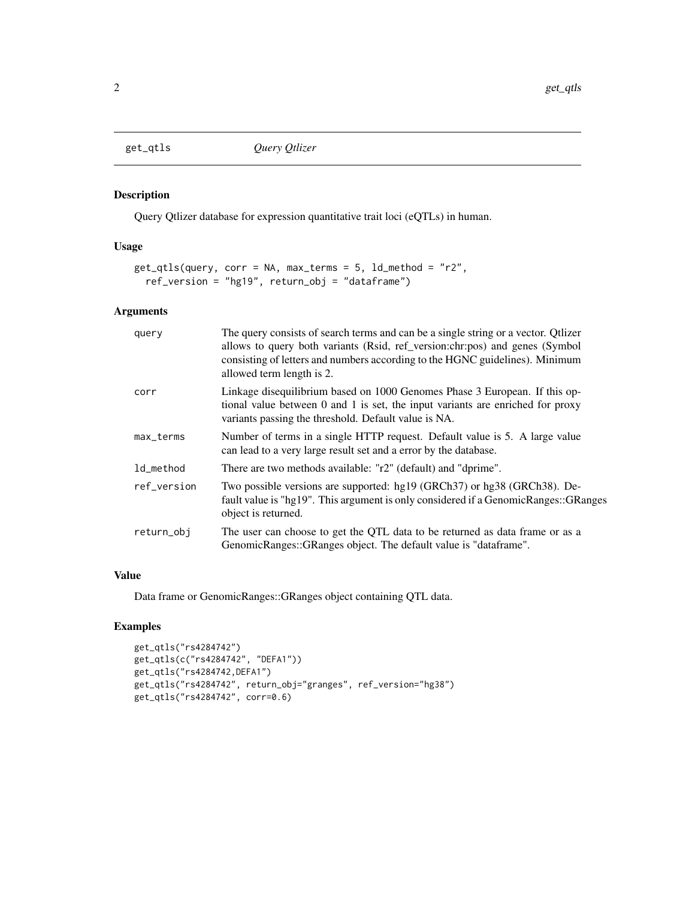## get_qtls — *Query Qtlizer*

### Description

Query Qtlizer database for expression quantitative trait loci (eQTLs) in human.

### Usage

```
get_qtls(query, corr = NA, max_terms = 5, ld_method = "r2",
  ref_version = "hg19", return_obj = "dataframe")
```

### Arguments

| Argument | Description |
|---|---|
| query | The query consists of search terms and can be a single string or a vector. Qtlizer allows to query both variants (Rsid, ref_version:chr:pos) and genes (Symbol consisting of letters and numbers according to the HGNC guidelines). Minimum allowed term length is 2. |
| corr | Linkage disequilibrium based on 1000 Genomes Phase 3 European. If this optional value between 0 and 1 is set, the input variants are enriched for proxy variants passing the threshold. Default value is NA. |
| max_terms | Number of terms in a single HTTP request. Default value is 5. A large value can lead to a very large result set and a error by the database. |
| ld_method | There are two methods available: "r2" (default) and "dprime". |
| ref_version | Two possible versions are supported: hg19 (GRCh37) or hg38 (GRCh38). Default value is "hg19". This argument is only considered if a GenomicRanges::GRanges object is returned. |
| return_obj | The user can choose to get the QTL data to be returned as data frame or as a GenomicRanges::GRanges object. The default value is "dataframe". |

### Value

Data frame or GenomicRanges::GRanges object containing QTL data.

### Examples

```
get_qtls("rs4284742")
get_qtls(c("rs4284742", "DEFA1"))
get_qtls("rs4284742,DEFA1")
get_qtls("rs4284742", return_obj="granges", ref_version="hg38")
get_qtls("rs4284742", corr=0.6)
```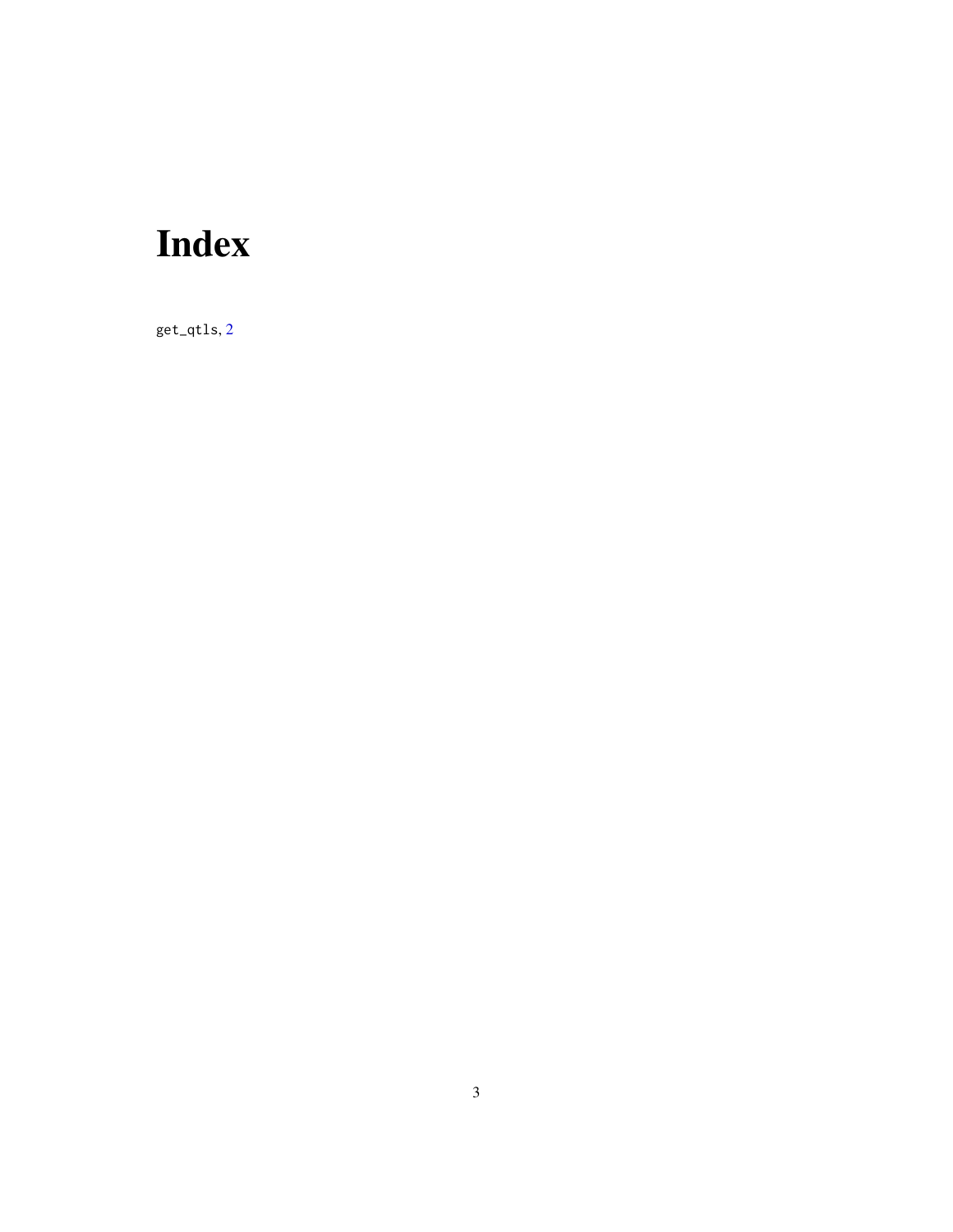# Index

get_qtls, 2